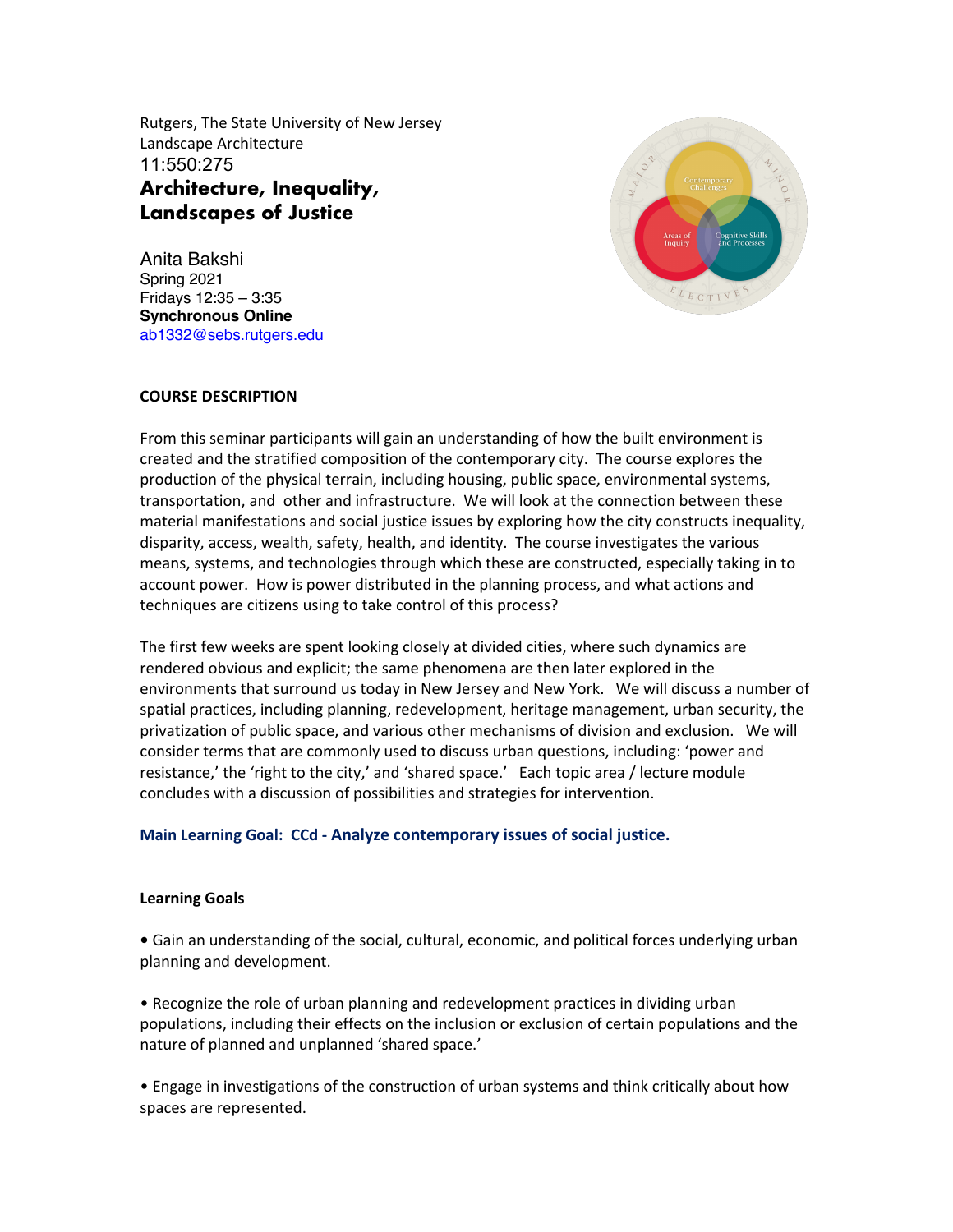Rutgers, The State University of New Jersey
Landscape Architecture
11:550:275

# Architecture, Inequality, Landscapes of Justice

Anita Bakshi
Spring 2021
Fridays 12:35 – 3:35
**Synchronous Online**
ab1332@sebs.rutgers.edu

## COURSE DESCRIPTION

From this seminar participants will gain an understanding of how the built environment is created and the stratified composition of the contemporary city. The course explores the production of the physical terrain, including housing, public space, environmental systems, transportation, and other and infrastructure. We will look at the connection between these material manifestations and social justice issues by exploring how the city constructs inequality, disparity, access, wealth, safety, health, and identity. The course investigates the various means, systems, and technologies through which these are constructed, especially taking in to account power. How is power distributed in the planning process, and what actions and techniques are citizens using to take control of this process?

The first few weeks are spent looking closely at divided cities, where such dynamics are rendered obvious and explicit; the same phenomena are then later explored in the environments that surround us today in New Jersey and New York. We will discuss a number of spatial practices, including planning, redevelopment, heritage management, urban security, the privatization of public space, and various other mechanisms of division and exclusion. We will consider terms that are commonly used to discuss urban questions, including: 'power and resistance,' the 'right to the city,' and 'shared space.' Each topic area / lecture module concludes with a discussion of possibilities and strategies for intervention.

**Main Learning Goal: CCd - Analyze contemporary issues of social justice.**

## Learning Goals

• Gain an understanding of the social, cultural, economic, and political forces underlying urban planning and development.

• Recognize the role of urban planning and redevelopment practices in dividing urban populations, including their effects on the inclusion or exclusion of certain populations and the nature of planned and unplanned 'shared space.'

• Engage in investigations of the construction of urban systems and think critically about how spaces are represented.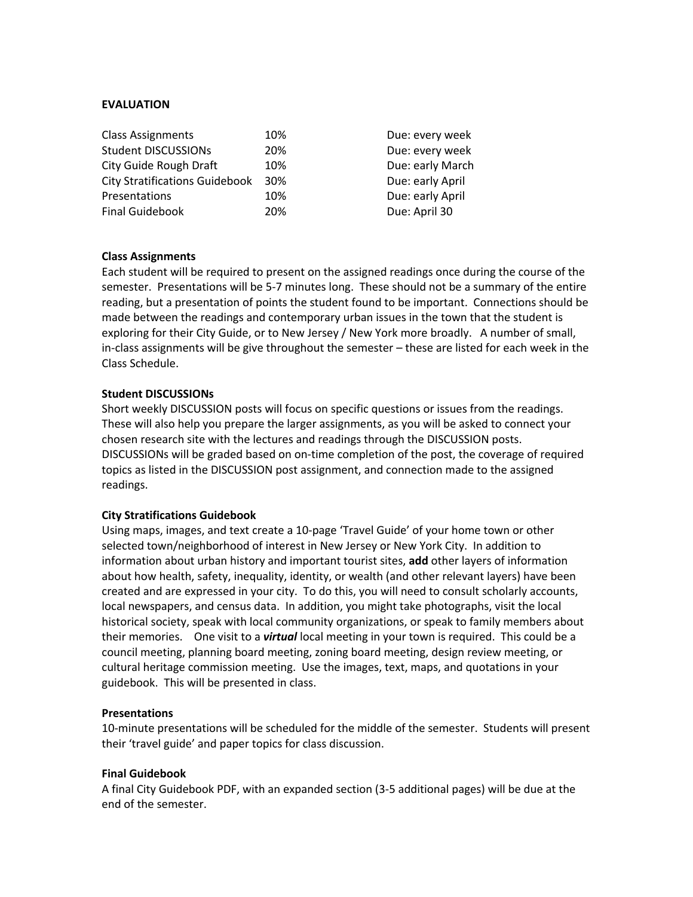**EVALUATION**

| | | |
|---|---|---|
| Class Assignments | 10% | Due: every week |
| Student DISCUSSIONs | 20% | Due: every week |
| City Guide Rough Draft | 10% | Due: early March |
| City Stratifications Guidebook | 30% | Due: early April |
| Presentations | 10% | Due: early April |
| Final Guidebook | 20% | Due: April 30 |

**Class Assignments**

Each student will be required to present on the assigned readings once during the course of the semester. Presentations will be 5-7 minutes long. These should not be a summary of the entire reading, but a presentation of points the student found to be important. Connections should be made between the readings and contemporary urban issues in the town that the student is exploring for their City Guide, or to New Jersey / New York more broadly. A number of small, in-class assignments will be give throughout the semester – these are listed for each week in the Class Schedule.

**Student DISCUSSIONs**

Short weekly DISCUSSION posts will focus on specific questions or issues from the readings. These will also help you prepare the larger assignments, as you will be asked to connect your chosen research site with the lectures and readings through the DISCUSSION posts. DISCUSSIONs will be graded based on on-time completion of the post, the coverage of required topics as listed in the DISCUSSION post assignment, and connection made to the assigned readings.

**City Stratifications Guidebook**

Using maps, images, and text create a 10-page 'Travel Guide' of your home town or other selected town/neighborhood of interest in New Jersey or New York City. In addition to information about urban history and important tourist sites, **add** other layers of information about how health, safety, inequality, identity, or wealth (and other relevant layers) have been created and are expressed in your city. To do this, you will need to consult scholarly accounts, local newspapers, and census data. In addition, you might take photographs, visit the local historical society, speak with local community organizations, or speak to family members about their memories. One visit to a ***virtual*** local meeting in your town is required. This could be a council meeting, planning board meeting, zoning board meeting, design review meeting, or cultural heritage commission meeting. Use the images, text, maps, and quotations in your guidebook. This will be presented in class.

**Presentations**

10-minute presentations will be scheduled for the middle of the semester. Students will present their 'travel guide' and paper topics for class discussion.

**Final Guidebook**

A final City Guidebook PDF, with an expanded section (3-5 additional pages) will be due at the end of the semester.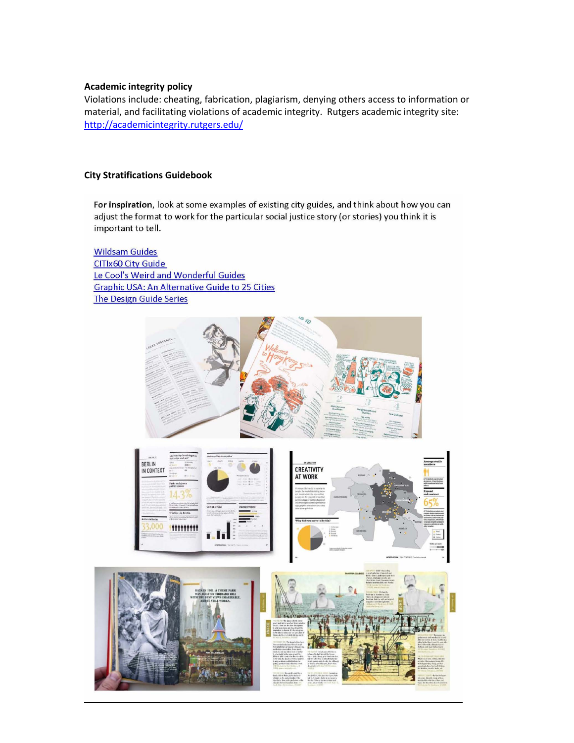**Academic integrity policy**

Violations include: cheating, fabrication, plagiarism, denying others access to information or material, and facilitating violations of academic integrity. Rutgers academic integrity site: [http://academicintegrity.rutgers.edu/](http://academicintegrity.rutgers.edu/)

**City Stratifications Guidebook**

**For inspiration**, look at some examples of existing city guides, and think about how you can adjust the format to work for the particular social justice story (or stories) you think it is important to tell.

- Wildsam Guides
- CITIx60 City Guide
- Le Cool's Weird and Wonderful Guides
- Graphic USA: An Alternative Guide to 25 Cities
- The Design Guide Series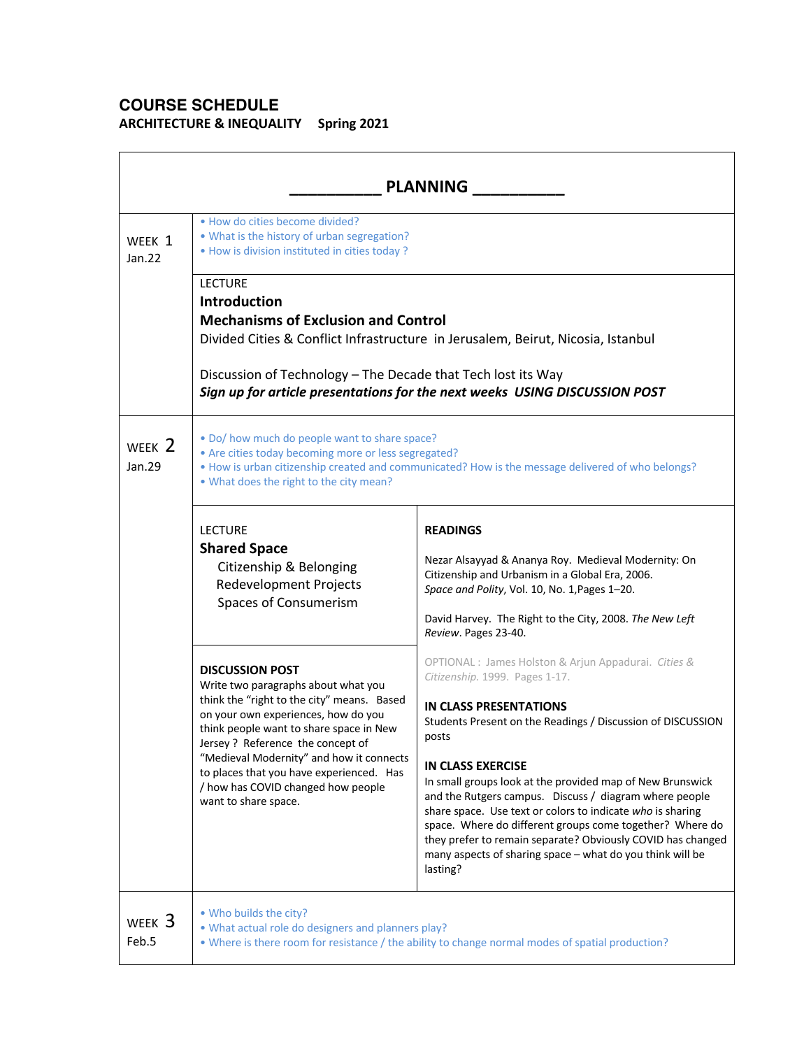# COURSE SCHEDULE

**ARCHITECTURE & INEQUALITY Spring 2021**

## __________ PLANNING __________

**WEEK 1**
Jan.22

- How do cities become divided?
- What is the history of urban segregation?
- How is division instituted in cities today ?

LECTURE
**Introduction**
**Mechanisms of Exclusion and Control**
Divided Cities & Conflict Infrastructure in Jerusalem, Beirut, Nicosia, Istanbul

Discussion of Technology – The Decade that Tech lost its Way
***Sign up for article presentations for the next weeks USING DISCUSSION POST***

**WEEK 2**
Jan.29

- Do/ how much do people want to share space?
- Are cities today becoming more or less segregated?
- How is urban citizenship created and communicated? How is the message delivered of who belongs?
- What does the right to the city mean?

LECTURE
**Shared Space**
Citizenship & Belonging
Redevelopment Projects
Spaces of Consumerism

**DISCUSSION POST**
Write two paragraphs about what you think the "right to the city" means. Based on your own experiences, how do you think people want to share space in New Jersey ? Reference the concept of "Medieval Modernity" and how it connects to places that you have experienced. Has / how has COVID changed how people want to share space.

**READINGS**

Nezar Alsayyad & Ananya Roy. Medieval Modernity: On Citizenship and Urbanism in a Global Era, 2006. *Space and Polity*, Vol. 10, No. 1,Pages 1–20.

David Harvey. The Right to the City, 2008. *The New Left Review*. Pages 23-40.

OPTIONAL : James Holston & Arjun Appadurai. *Cities & Citizenship.* 1999. Pages 1-17.

**IN CLASS PRESENTATIONS**
Students Present on the Readings / Discussion of DISCUSSION posts

**IN CLASS EXERCISE**
In small groups look at the provided map of New Brunswick and the Rutgers campus. Discuss / diagram where people share space. Use text or colors to indicate *who* is sharing space. Where do different groups come together? Where do they prefer to remain separate? Obviously COVID has changed many aspects of sharing space – what do you think will be lasting?

**WEEK 3**
Feb.5

- Who builds the city?
- What actual role do designers and planners play?
- Where is there room for resistance / the ability to change normal modes of spatial production?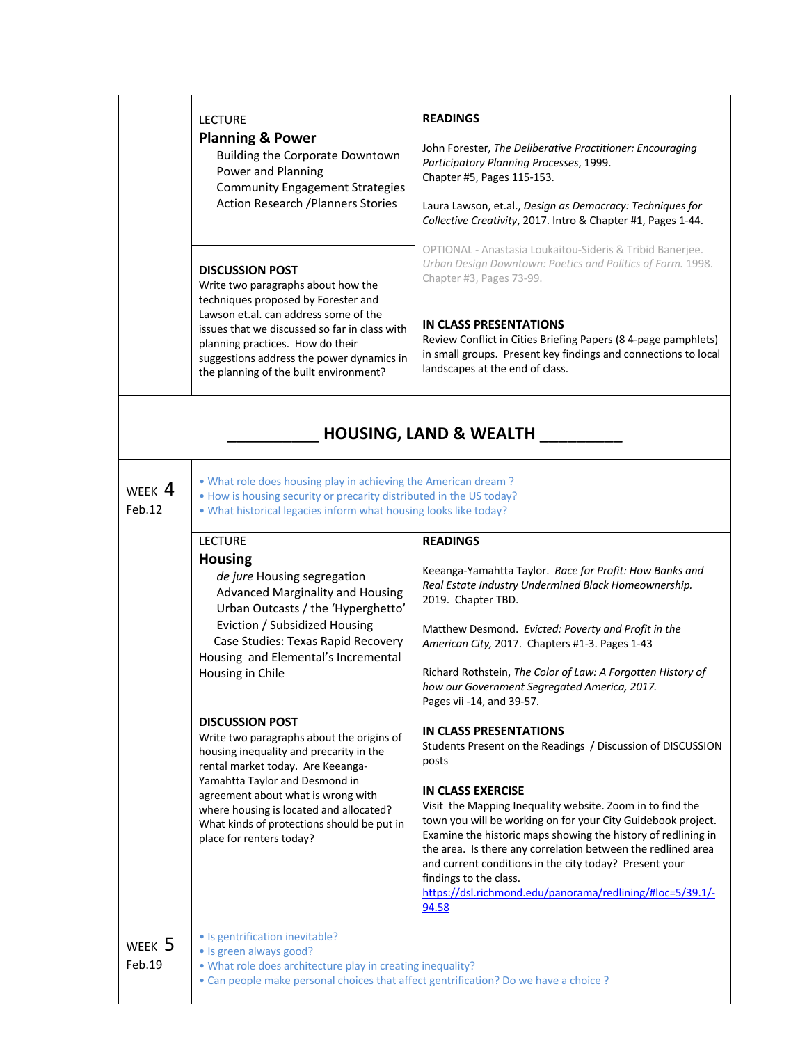| | LECTURE<br>**Planning & Power**<br>Building the Corporate Downtown<br>Power and Planning<br>Community Engagement Strategies<br>Action Research /Planners Stories<br><br>**DISCUSSION POST**<br>Write two paragraphs about how the techniques proposed by Forester and Lawson et.al. can address some of the issues that we discussed so far in class with planning practices. How do their suggestions address the power dynamics in the planning of the built environment? | **READINGS**<br><br>John Forester, *The Deliberative Practitioner: Encouraging Participatory Planning Processes*, 1999. Chapter #5, Pages 115-153.<br><br>Laura Lawson, et.al., *Design as Democracy: Techniques for Collective Creativity*, 2017. Intro & Chapter #1, Pages 1-44.<br><br>OPTIONAL - Anastasia Loukaitou-Sideris & Tribid Banerjee. *Urban Design Downtown: Poetics and Politics of Form.* 1998. Chapter #3, Pages 73-99.<br><br>**IN CLASS PRESENTATIONS**<br>Review Conflict in Cities Briefing Papers (8 4-page pamphlets) in small groups. Present key findings and connections to local landscapes at the end of class. |
|---|---|---|

## __________ HOUSING, LAND & WEALTH _________

| | | |
|---|---|---|
| WEEK 4<br>Feb.12 | • What role does housing play in achieving the American dream ?<br>• How is housing security or precarity distributed in the US today?<br>• What historical legacies inform what housing looks like today? | |
| | LECTURE<br>**Housing**<br>*de jure* Housing segregation<br>Advanced Marginality and Housing<br>Urban Outcasts / the 'Hyperghetto'<br>Eviction / Subsidized Housing<br>Case Studies: Texas Rapid Recovery Housing and Elemental's Incremental Housing in Chile<br><br>**DISCUSSION POST**<br>Write two paragraphs about the origins of housing inequality and precarity in the rental market today. Are Keeanga-Yamahtta Taylor and Desmond in agreement about what is wrong with where housing is located and allocated? What kinds of protections should be put in place for renters today? | **READINGS**<br><br>Keeanga-Yamahtta Taylor. *Race for Profit: How Banks and Real Estate Industry Undermined Black Homeownership.* 2019. Chapter TBD.<br><br>Matthew Desmond. *Evicted: Poverty and Profit in the American City,* 2017. Chapters #1-3. Pages 1-43<br><br>Richard Rothstein, *The Color of Law: A Forgotten History of how our Government Segregated America, 2017.* Pages vii -14, and 39-57.<br><br>**IN CLASS PRESENTATIONS**<br>Students Present on the Readings / Discussion of DISCUSSION posts<br><br>**IN CLASS EXERCISE**<br>Visit the Mapping Inequality website. Zoom in to find the town you will be working on for your City Guidebook project. Examine the historic maps showing the history of redlining in the area. Is there any correlation between the redlined area and current conditions in the city today? Present your findings to the class.<br>https://dsl.richmond.edu/panorama/redlining/#loc=5/39.1/-94.58 |
| WEEK 5<br>Feb.19 | • Is gentrification inevitable?<br>• Is green always good?<br>• What role does architecture play in creating inequality?<br>• Can people make personal choices that affect gentrification? Do we have a choice ? | |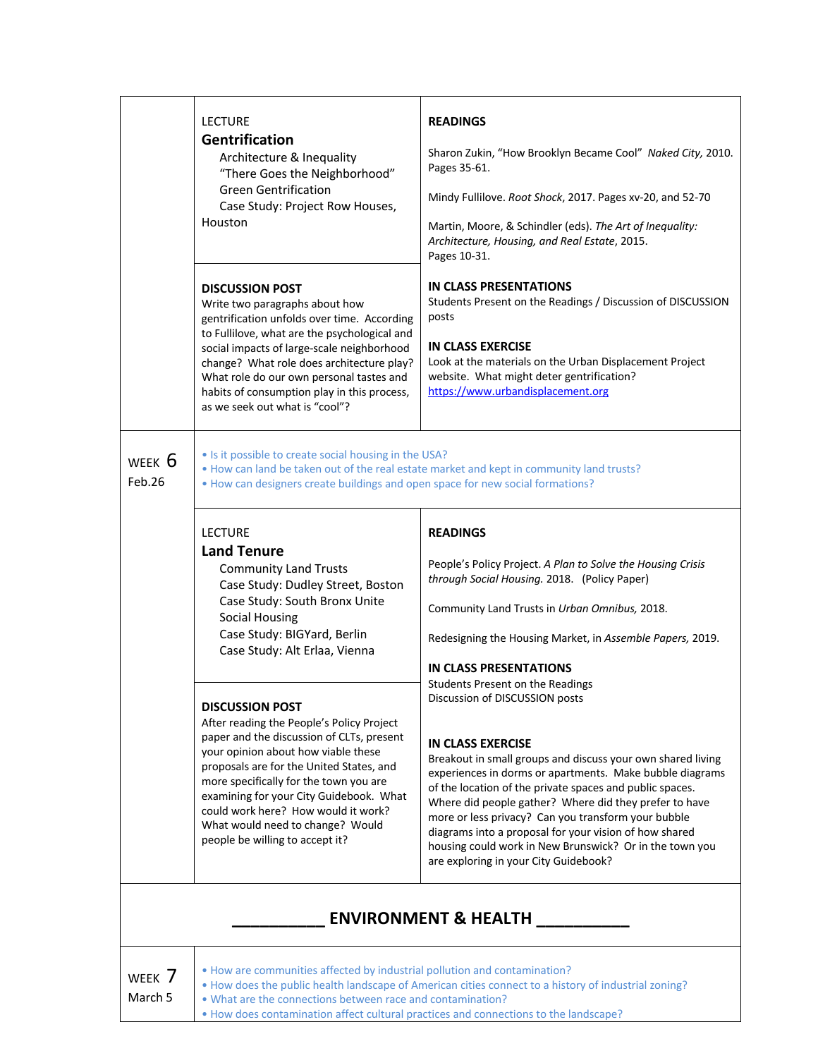| | | |
|---|---|---|
| | LECTURE<br>**Gentrification**<br>Architecture & Inequality<br>"There Goes the Neighborhood"<br>Green Gentrification<br>Case Study: Project Row Houses, Houston | **READINGS**<br><br>Sharon Zukin, "How Brooklyn Became Cool" *Naked City,* 2010. Pages 35-61.<br><br>Mindy Fullilove. *Root Shock*, 2017. Pages xv-20, and 52-70<br><br>Martin, Moore, & Schindler (eds). *The Art of Inequality: Architecture, Housing, and Real Estate*, 2015. Pages 10-31. |
| | **DISCUSSION POST**<br>Write two paragraphs about how gentrification unfolds over time. According to Fullilove, what are the psychological and social impacts of large-scale neighborhood change? What role does architecture play? What role do our own personal tastes and habits of consumption play in this process, as we seek out what is "cool"? | **IN CLASS PRESENTATIONS**<br>Students Present on the Readings / Discussion of DISCUSSION posts<br><br>**IN CLASS EXERCISE**<br>Look at the materials on the Urban Displacement Project website. What might deter gentrification?<br>https://www.urbandisplacement.org |
| WEEK 6<br>Feb.26 | • Is it possible to create social housing in the USA?<br>• How can land be taken out of the real estate market and kept in community land trusts?<br>• How can designers create buildings and open space for new social formations? | |
| | LECTURE<br>**Land Tenure**<br>Community Land Trusts<br>Case Study: Dudley Street, Boston<br>Case Study: South Bronx Unite<br>Social Housing<br>Case Study: BIGYard, Berlin<br>Case Study: Alt Erlaa, Vienna | **READINGS**<br><br>People's Policy Project. *A Plan to Solve the Housing Crisis through Social Housing.* 2018. (Policy Paper)<br><br>Community Land Trusts in *Urban Omnibus,* 2018.<br><br>Redesigning the Housing Market, in *Assemble Papers,* 2019. |
| | **DISCUSSION POST**<br>After reading the People's Policy Project paper and the discussion of CLTs, present your opinion about how viable these proposals are for the United States, and more specifically for the town you are examining for your City Guidebook. What could work here? How would it work? What would need to change? Would people be willing to accept it? | **IN CLASS PRESENTATIONS**<br>Students Present on the Readings<br>Discussion of DISCUSSION posts<br><br>**IN CLASS EXERCISE**<br>Breakout in small groups and discuss your own shared living experiences in dorms or apartments. Make bubble diagrams of the location of the private spaces and public spaces. Where did people gather? Where did they prefer to have more or less privacy? Can you transform your bubble diagrams into a proposal for your vision of how shared housing could work in New Brunswick? Or in the town you are exploring in your City Guidebook? |
| **__________ ENVIRONMENT & HEALTH __________** | | |
| WEEK 7<br>March 5 | • How are communities affected by industrial pollution and contamination?<br>• How does the public health landscape of American cities connect to a history of industrial zoning?<br>• What are the connections between race and contamination?<br>• How does contamination affect cultural practices and connections to the landscape? | |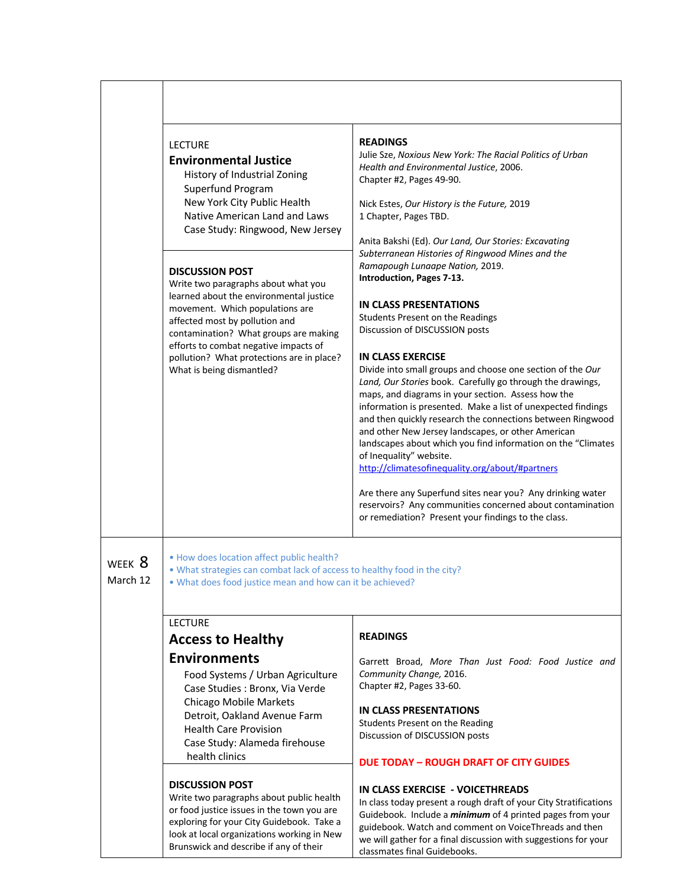| | | |
|---|---|---|
| | | |
| | LECTURE<br>**Environmental Justice**<br>History of Industrial Zoning<br>Superfund Program<br>New York City Public Health<br>Native American Land and Laws<br>Case Study: Ringwood, New Jersey | **READINGS**<br>Julie Sze, *Noxious New York: The Racial Politics of Urban Health and Environmental Justice*, 2006.<br>Chapter #2, Pages 49-90.<br><br>Nick Estes, *Our History is the Future,* 2019<br>1 Chapter, Pages TBD.<br><br>Anita Bakshi (Ed). *Our Land, Our Stories: Excavating Subterranean Histories of Ringwood Mines and the Ramapough Lunaape Nation,* 2019.<br>**Introduction, Pages 7-13.**<br><br>**IN CLASS PRESENTATIONS**<br>Students Present on the Readings<br>Discussion of DISCUSSION posts<br><br>**IN CLASS EXERCISE**<br>Divide into small groups and choose one section of the *Our Land, Our Stories* book. Carefully go through the drawings, maps, and diagrams in your section. Assess how the information is presented. Make a list of unexpected findings and then quickly research the connections between Ringwood and other New Jersey landscapes, or other American landscapes about which you find information on the "Climates of Inequality" website.<br>http://climatesofinequality.org/about/#partners<br><br>Are there any Superfund sites near you? Any drinking water reservoirs? Any communities concerned about contamination or remediation? Present your findings to the class. |
| | **DISCUSSION POST**<br>Write two paragraphs about what you learned about the environmental justice movement. Which populations are affected most by pollution and contamination? What groups are making efforts to combat negative impacts of pollution? What protections are in place? What is being dismantled? | |
| WEEK 8<br>March 12 | • How does location affect public health?<br>• What strategies can combat lack of access to healthy food in the city?<br>• What does food justice mean and how can it be achieved? | |
| | LECTURE<br>**Access to Healthy Environments**<br>Food Systems / Urban Agriculture<br>Case Studies : Bronx, Via Verde<br>Chicago Mobile Markets<br>Detroit, Oakland Avenue Farm<br>Health Care Provision<br>Case Study: Alameda firehouse health clinics | **READINGS**<br><br>Garrett Broad, *More Than Just Food: Food Justice and Community Change,* 2016.<br>Chapter #2, Pages 33-60.<br><br>**IN CLASS PRESENTATIONS**<br>Students Present on the Reading<br>Discussion of DISCUSSION posts<br><br>**DUE TODAY – ROUGH DRAFT OF CITY GUIDES**<br><br>**IN CLASS EXERCISE - VOICETHREADS**<br>In class today present a rough draft of your City Stratifications Guidebook. Include a ***minimum*** of 4 printed pages from your guidebook. Watch and comment on VoiceThreads and then we will gather for a final discussion with suggestions for your classmates final Guidebooks. |
| | **DISCUSSION POST**<br>Write two paragraphs about public health or food justice issues in the town you are exploring for your City Guidebook. Take a look at local organizations working in New Brunswick and describe if any of their | |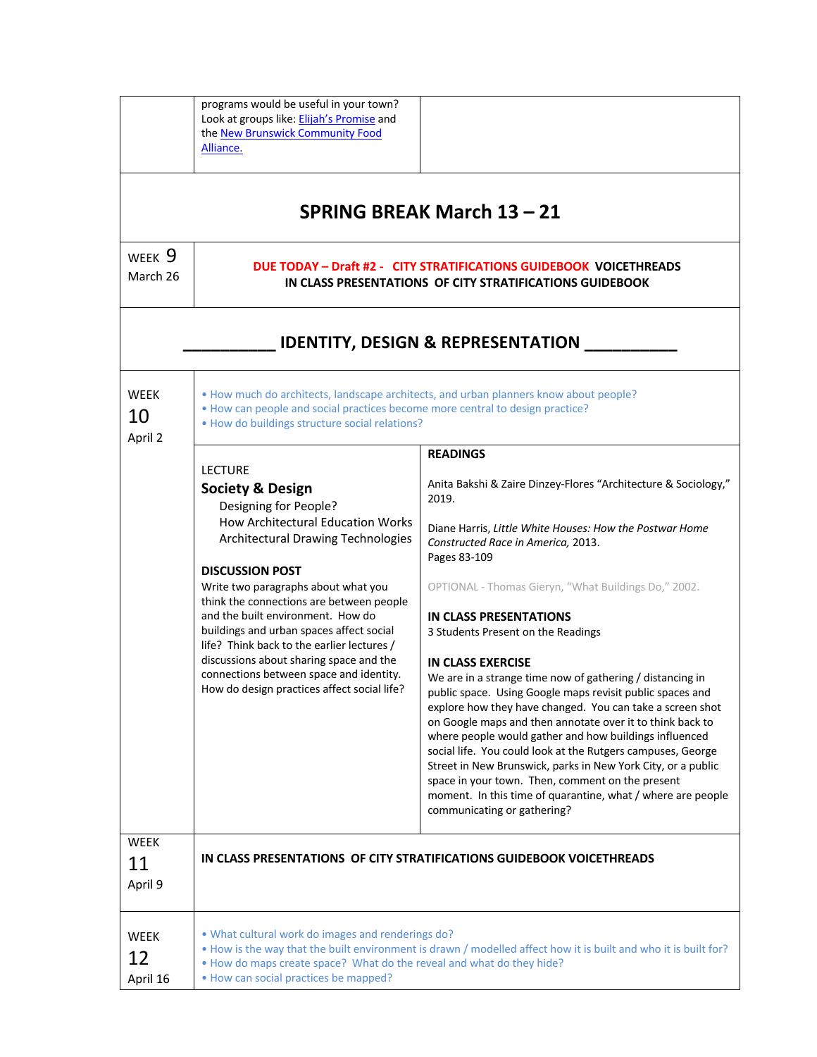| | | |
|---|---|---|
| | programs would be useful in your town? Look at groups like: [Elijah's Promise] and the [New Brunswick Community Food Alliance.] | |

## SPRING BREAK March 13 – 21

| | |
|---|---|
| WEEK 9 March 26 | **DUE TODAY – Draft #2 - CITY STRATIFICATIONS GUIDEBOOK VOICETHREADS** **IN CLASS PRESENTATIONS OF CITY STRATIFICATIONS GUIDEBOOK** |

## __________ IDENTITY, DESIGN & REPRESENTATION __________

| | | |
|---|---|---|
| WEEK 10 April 2 | • How much do architects, landscape architects, and urban planners know about people?<br>• How can people and social practices become more central to design practice?<br>• How do buildings structure social relations? | |
| | LECTURE<br>**Society & Design**<br>Designing for People?<br>How Architectural Education Works<br>Architectural Drawing Technologies<br><br>**DISCUSSION POST**<br>Write two paragraphs about what you think the connections are between people and the built environment. How do buildings and urban spaces affect social life? Think back to the earlier lectures / discussions about sharing space and the connections between space and identity. How do design practices affect social life? | **READINGS**<br><br>Anita Bakshi & Zaire Dinzey-Flores "Architecture & Sociology," 2019.<br><br>Diane Harris, *Little White Houses: How the Postwar Home Constructed Race in America,* 2013. Pages 83-109<br><br>OPTIONAL - Thomas Gieryn, "What Buildings Do," 2002.<br><br>**IN CLASS PRESENTATIONS**<br>3 Students Present on the Readings<br><br>**IN CLASS EXERCISE**<br>We are in a strange time now of gathering / distancing in public space. Using Google maps revisit public spaces and explore how they have changed. You can take a screen shot on Google maps and then annotate over it to think back to where people would gather and how buildings influenced social life. You could look at the Rutgers campuses, George Street in New Brunswick, parks in New York City, or a public space in your town. Then, comment on the present moment. In this time of quarantine, what / where are people communicating or gathering? |
| WEEK 11 April 9 | **IN CLASS PRESENTATIONS OF CITY STRATIFICATIONS GUIDEBOOK VOICETHREADS** | |
| WEEK 12 April 16 | • What cultural work do images and renderings do?<br>• How is the way that the built environment is drawn / modelled affect how it is built and who it is built for?<br>• How do maps create space? What do the reveal and what do they hide?<br>• How can social practices be mapped? | |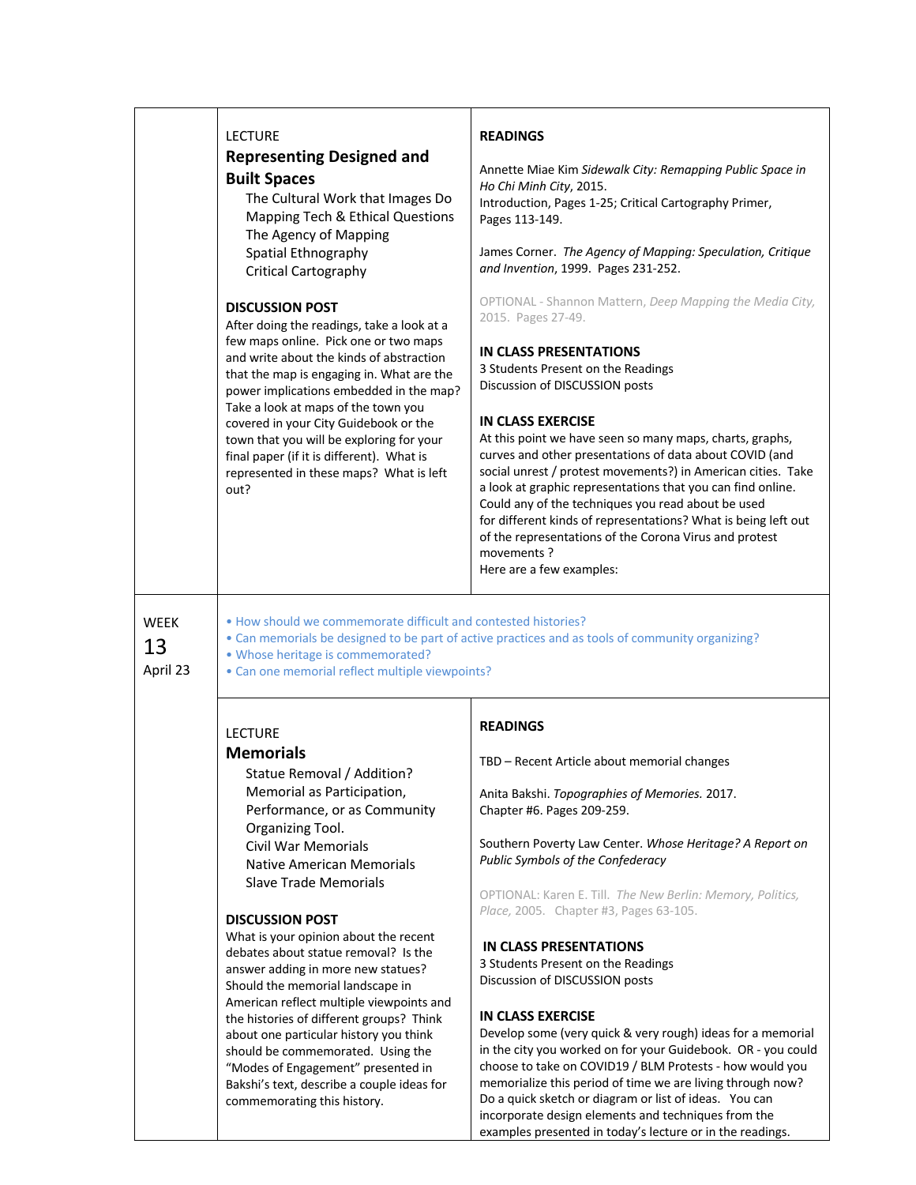| | | |
|---|---|---|
| | LECTURE<br>**Representing Designed and Built Spaces**<br>The Cultural Work that Images Do<br>Mapping Tech & Ethical Questions<br>The Agency of Mapping<br>Spatial Ethnography<br>Critical Cartography<br><br>**DISCUSSION POST**<br>After doing the readings, take a look at a few maps online. Pick one or two maps and write about the kinds of abstraction that the map is engaging in. What are the power implications embedded in the map? Take a look at maps of the town you covered in your City Guidebook or the town that you will be exploring for your final paper (if it is different). What is represented in these maps? What is left out? | **READINGS**<br><br>Annette Miae Kim *Sidewalk City: Remapping Public Space in Ho Chi Minh City*, 2015. Introduction, Pages 1-25; Critical Cartography Primer, Pages 113-149.<br><br>James Corner. *The Agency of Mapping: Speculation, Critique and Invention*, 1999. Pages 231-252.<br><br>OPTIONAL - Shannon Mattern, *Deep Mapping the Media City*, 2015. Pages 27-49.<br><br>**IN CLASS PRESENTATIONS**<br>3 Students Present on the Readings<br>Discussion of DISCUSSION posts<br><br>**IN CLASS EXERCISE**<br>At this point we have seen so many maps, charts, graphs, curves and other presentations of data about COVID (and social unrest / protest movements?) in American cities. Take a look at graphic representations that you can find online. Could any of the techniques you read about be used for different kinds of representations? What is being left out of the representations of the Corona Virus and protest movements ?<br>Here are a few examples: |
| WEEK<br>13<br>April 23 | • How should we commemorate difficult and contested histories?<br>• Can memorials be designed to be part of active practices and as tools of community organizing?<br>• Whose heritage is commemorated?<br>• Can one memorial reflect multiple viewpoints? | |
| | LECTURE<br>**Memorials**<br>Statue Removal / Addition?<br>Memorial as Participation, Performance, or as Community Organizing Tool.<br>Civil War Memorials<br>Native American Memorials<br>Slave Trade Memorials<br><br>**DISCUSSION POST**<br>What is your opinion about the recent debates about statue removal? Is the answer adding in more new statues? Should the memorial landscape in American reflect multiple viewpoints and the histories of different groups? Think about one particular history you think should be commemorated. Using the "Modes of Engagement" presented in Bakshi's text, describe a couple ideas for commemorating this history. | **READINGS**<br><br>TBD – Recent Article about memorial changes<br><br>Anita Bakshi. *Topographies of Memories.* 2017. Chapter #6. Pages 209-259.<br><br>Southern Poverty Law Center. *Whose Heritage? A Report on Public Symbols of the Confederacy*<br><br>OPTIONAL: Karen E. Till. *The New Berlin: Memory, Politics, Place,* 2005. Chapter #3, Pages 63-105.<br><br>**IN CLASS PRESENTATIONS**<br>3 Students Present on the Readings<br>Discussion of DISCUSSION posts<br><br>**IN CLASS EXERCISE**<br>Develop some (very quick & very rough) ideas for a memorial in the city you worked on for your Guidebook. OR - you could choose to take on COVID19 / BLM Protests - how would you memorialize this period of time we are living through now? Do a quick sketch or diagram or list of ideas. You can incorporate design elements and techniques from the examples presented in today's lecture or in the readings. |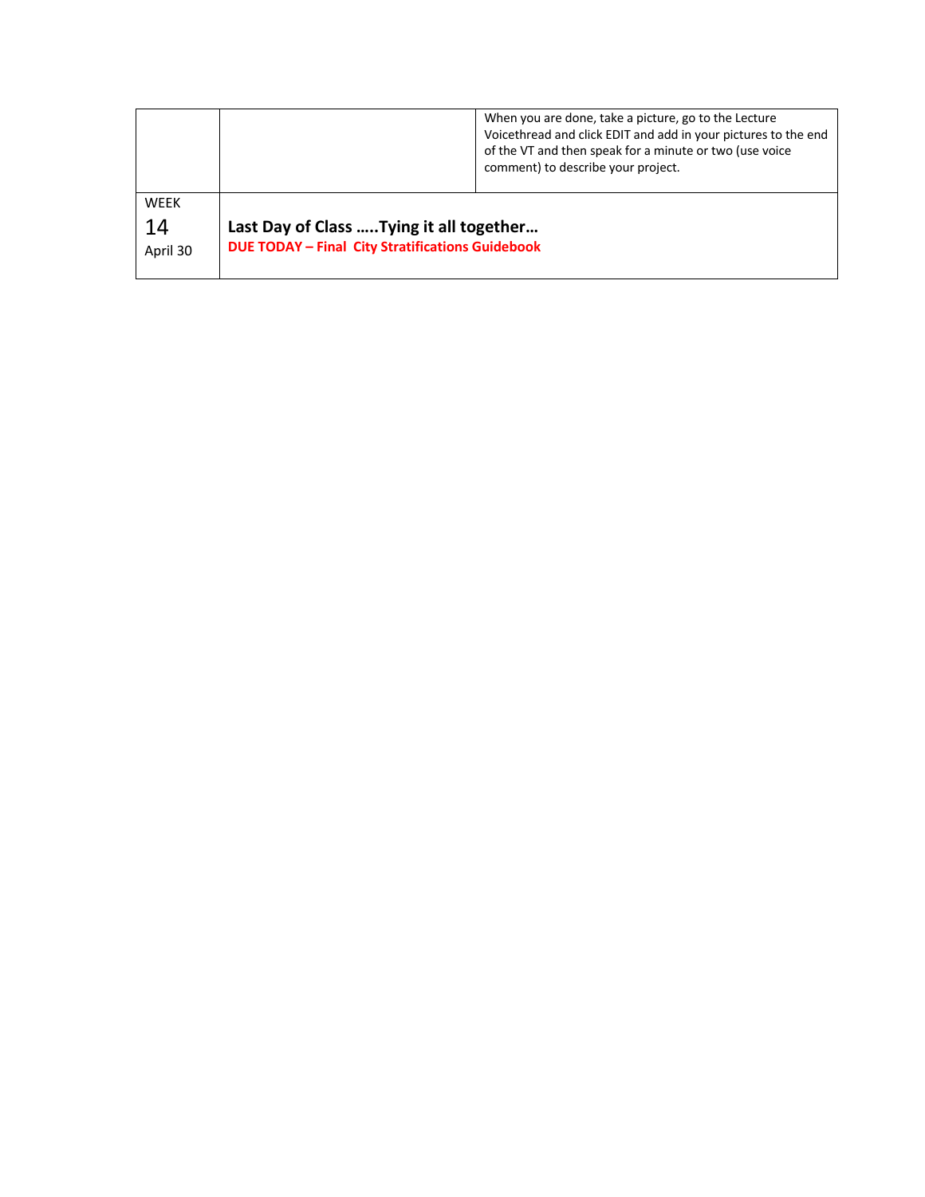| | | |
|---|---|---|
| | | When you are done, take a picture, go to the Lecture Voicethread and click EDIT and add in your pictures to the end of the VT and then speak for a minute or two (use voice comment) to describe your project. |
| WEEK 14 April 30 | **Last Day of Class …..Tying it all together…** **DUE TODAY – Final City Stratifications Guidebook** | |